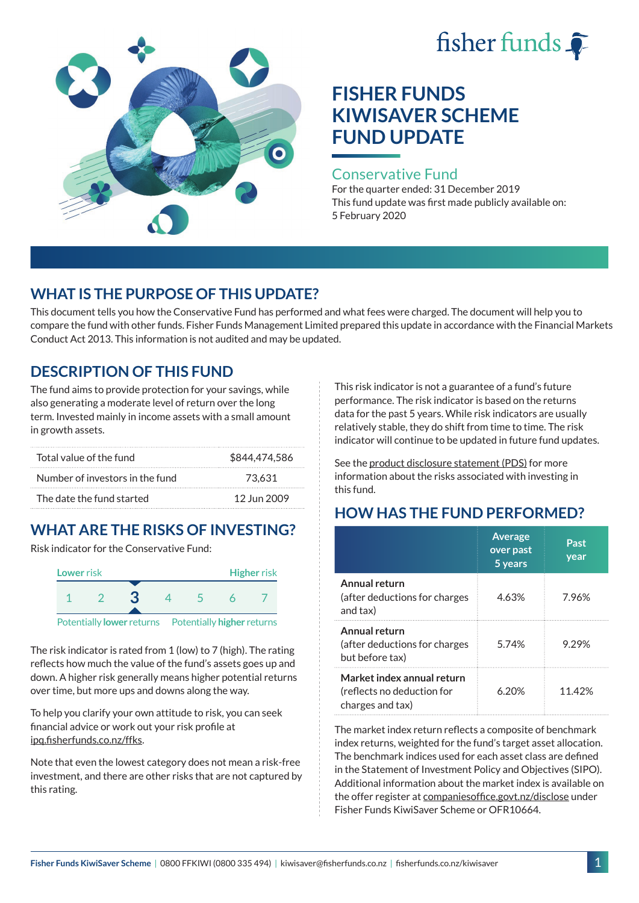fisher funds

# FISHER FUNDS KIWISAVER SCHEME FUND UPDATE

## Conservative Fund

For the quarter ended: 31 December 2019
This fund update was first made publicly available on: 5 February 2020

## WHAT IS THE PURPOSE OF THIS UPDATE?

This document tells you how the Conservative Fund has performed and what fees were charged. The document will help you to compare the fund with other funds. Fisher Funds Management Limited prepared this update in accordance with the Financial Markets Conduct Act 2013. This information is not audited and may be updated.

## DESCRIPTION OF THIS FUND

The fund aims to provide protection for your savings, while also generating a moderate level of return over the long term. Invested mainly in income assets with a small amount in growth assets.

| | |
|---|---|
| Total value of the fund | $844,474,586 |
| Number of investors in the fund | 73,631 |
| The date the fund started | 12 Jun 2009 |

## WHAT ARE THE RISKS OF INVESTING?

Risk indicator for the Conservative Fund:

Lower risk — Higher risk

1 2 **3** 4 5 6 7

Potentially **lower** returns — Potentially **higher** returns

The risk indicator is rated from 1 (low) to 7 (high). The rating reflects how much the value of the fund's assets goes up and down. A higher risk generally means higher potential returns over time, but more ups and downs along the way.

To help you clarify your own attitude to risk, you can seek financial advice or work out your risk profile at ipq.fisherfunds.co.nz/ffks.

Note that even the lowest category does not mean a risk-free investment, and there are other risks that are not captured by this rating.

This risk indicator is not a guarantee of a fund's future performance. The risk indicator is based on the returns data for the past 5 years. While risk indicators are usually relatively stable, they do shift from time to time. The risk indicator will continue to be updated in future fund updates.

See the product disclosure statement (PDS) for more information about the risks associated with investing in this fund.

## HOW HAS THE FUND PERFORMED?

| | Average over past 5 years | Past year |
|---|---|---|
| **Annual return** (after deductions for charges and tax) | 4.63% | 7.96% |
| **Annual return** (after deductions for charges but before tax) | 5.74% | 9.29% |
| **Market index annual return** (reflects no deduction for charges and tax) | 6.20% | 11.42% |

The market index return reflects a composite of benchmark index returns, weighted for the fund's target asset allocation. The benchmark indices used for each asset class are defined in the Statement of Investment Policy and Objectives (SIPO). Additional information about the market index is available on the offer register at companiesoffice.govt.nz/disclose under Fisher Funds KiwiSaver Scheme or OFR10664.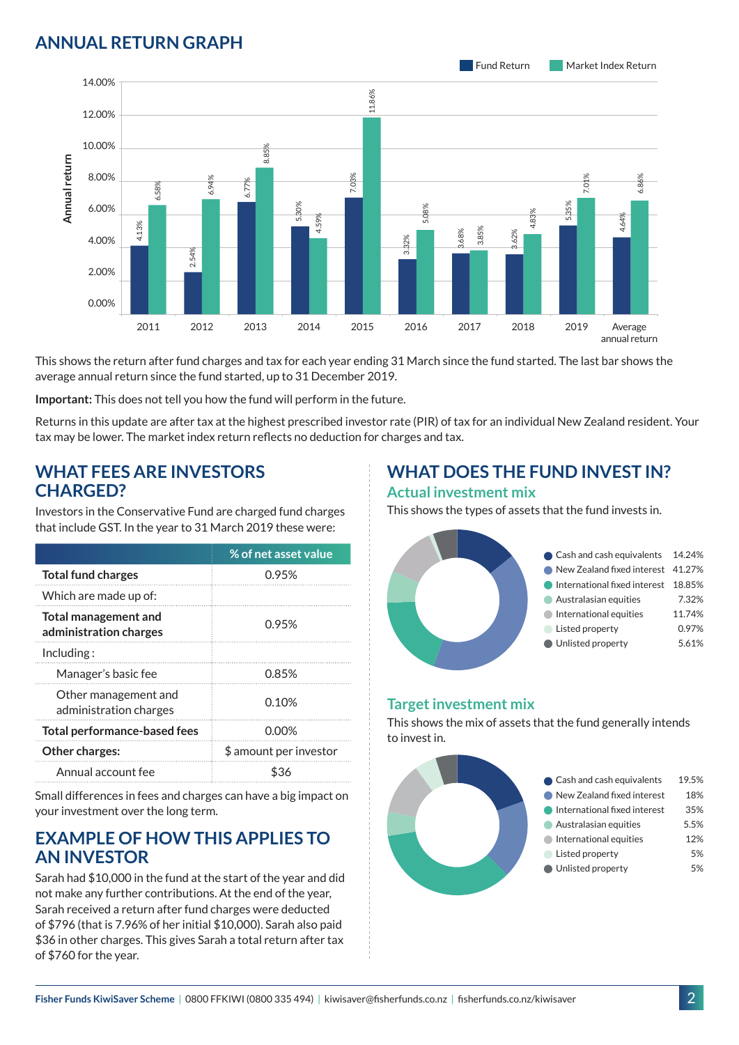## ANNUAL RETURN GRAPH

| Year | Fund Return | Market Index Return |
|---|---|---|
| 2011 | 4.13% | 6.58% |
| 2012 | 2.54% | 6.94% |
| 2013 | 6.77% | 8.85% |
| 2014 | 5.30% | 4.59% |
| 2015 | 7.03% | 11.86% |
| 2016 | 3.32% | 5.08% |
| 2017 | 3.68% | 3.85% |
| 2018 | 3.62% | 4.83% |
| 2019 | 5.35% | 7.01% |
| Average annual return | 4.64% | 6.86% |

This shows the return after fund charges and tax for each year ending 31 March since the fund started. The last bar shows the average annual return since the fund started, up to 31 December 2019.

**Important:** This does not tell you how the fund will perform in the future.

Returns in this update are after tax at the highest prescribed investor rate (PIR) of tax for an individual New Zealand resident. Your tax may be lower. The market index return reflects no deduction for charges and tax.

## WHAT FEES ARE INVESTORS CHARGED?

Investors in the Conservative Fund are charged fund charges that include GST. In the year to 31 March 2019 these were:

| | % of net asset value |
|---|---|
| **Total fund charges** | 0.95% |
| Which are made up of: | |
| **Total management and administration charges** | 0.95% |
| Including : | |
| Manager's basic fee | 0.85% |
| Other management and administration charges | 0.10% |
| **Total performance-based fees** | 0.00% |
| **Other charges:** | $ amount per investor |
| Annual account fee | $36 |

Small differences in fees and charges can have a big impact on your investment over the long term.

## EXAMPLE OF HOW THIS APPLIES TO AN INVESTOR

Sarah had $10,000 in the fund at the start of the year and did not make any further contributions. At the end of the year, Sarah received a return after fund charges were deducted of $796 (that is 7.96% of her initial $10,000). Sarah also paid $36 in other charges. This gives Sarah a total return after tax of $760 for the year.

## WHAT DOES THE FUND INVEST IN?

### Actual investment mix

This shows the types of assets that the fund invests in.

| Asset | % |
|---|---|
| Cash and cash equivalents | 14.24% |
| New Zealand fixed interest | 41.27% |
| International fixed interest | 18.85% |
| Australasian equities | 7.32% |
| International equities | 11.74% |
| Listed property | 0.97% |
| Unlisted property | 5.61% |

### Target investment mix

This shows the mix of assets that the fund generally intends to invest in.

| Asset | % |
|---|---|
| Cash and cash equivalents | 19.5% |
| New Zealand fixed interest | 18% |
| International fixed interest | 35% |
| Australasian equities | 5.5% |
| International equities | 12% |
| Listed property | 5% |
| Unlisted property | 5% |

Fisher Funds KiwiSaver Scheme | 0800 FFKIWI (0800 335 494) | kiwisaver@fisherfunds.co.nz | fisherfunds.co.nz/kiwisaver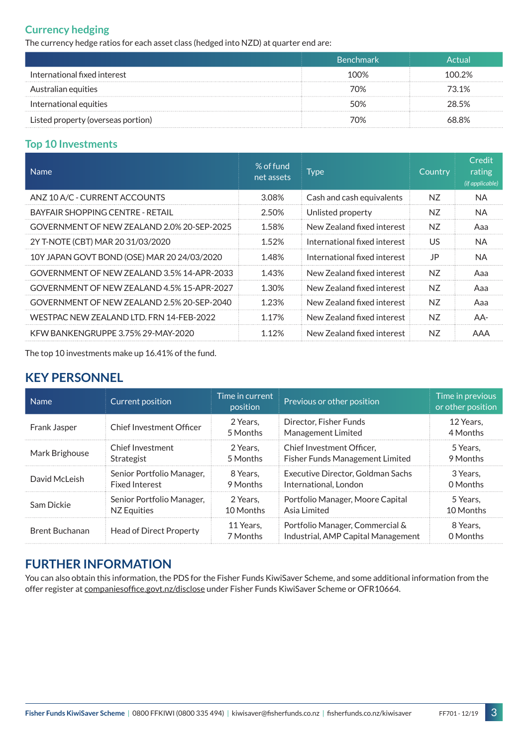## Currency hedging

The currency hedge ratios for each asset class (hedged into NZD) at quarter end are:

| | Benchmark | Actual |
|---|---|---|
| International fixed interest | 100% | 100.2% |
| Australian equities | 70% | 73.1% |
| International equities | 50% | 28.5% |
| Listed property (overseas portion) | 70% | 68.8% |

## Top 10 Investments

| Name | % of fund net assets | Type | Country | Credit rating *(if applicable)* |
|---|---|---|---|---|
| ANZ 10 A/C - CURRENT ACCOUNTS | 3.08% | Cash and cash equivalents | NZ | NA |
| BAYFAIR SHOPPING CENTRE - RETAIL | 2.50% | Unlisted property | NZ | NA |
| GOVERNMENT OF NEW ZEALAND 2.0% 20-SEP-2025 | 1.58% | New Zealand fixed interest | NZ | Aaa |
| 2Y T-NOTE (CBT) MAR 20 31/03/2020 | 1.52% | International fixed interest | US | NA |
| 10Y JAPAN GOVT BOND (OSE) MAR 20 24/03/2020 | 1.48% | International fixed interest | JP | NA |
| GOVERNMENT OF NEW ZEALAND 3.5% 14-APR-2033 | 1.43% | New Zealand fixed interest | NZ | Aaa |
| GOVERNMENT OF NEW ZEALAND 4.5% 15-APR-2027 | 1.30% | New Zealand fixed interest | NZ | Aaa |
| GOVERNMENT OF NEW ZEALAND 2.5% 20-SEP-2040 | 1.23% | New Zealand fixed interest | NZ | Aaa |
| WESTPAC NEW ZEALAND LTD. FRN 14-FEB-2022 | 1.17% | New Zealand fixed interest | NZ | AA- |
| KFW BANKENGRUPPE 3.75% 29-MAY-2020 | 1.12% | New Zealand fixed interest | NZ | AAA |

The top 10 investments make up 16.41% of the fund.

## KEY PERSONNEL

| Name | Current position | Time in current position | Previous or other position | Time in previous or other position |
|---|---|---|---|---|
| Frank Jasper | Chief Investment Officer | 2 Years, 5 Months | Director, Fisher Funds Management Limited | 12 Years, 4 Months |
| Mark Brighouse | Chief Investment Strategist | 2 Years, 5 Months | Chief Investment Officer, Fisher Funds Management Limited | 5 Years, 9 Months |
| David McLeish | Senior Portfolio Manager, Fixed Interest | 8 Years, 9 Months | Executive Director, Goldman Sachs International, London | 3 Years, 0 Months |
| Sam Dickie | Senior Portfolio Manager, NZ Equities | 2 Years, 10 Months | Portfolio Manager, Moore Capital Asia Limited | 5 Years, 10 Months |
| Brent Buchanan | Head of Direct Property | 11 Years, 7 Months | Portfolio Manager, Commercial & Industrial, AMP Capital Management | 8 Years, 0 Months |

## FURTHER INFORMATION

You can also obtain this information, the PDS for the Fisher Funds KiwiSaver Scheme, and some additional information from the offer register at companiesoffice.govt.nz/disclose under Fisher Funds KiwiSaver Scheme or OFR10664.